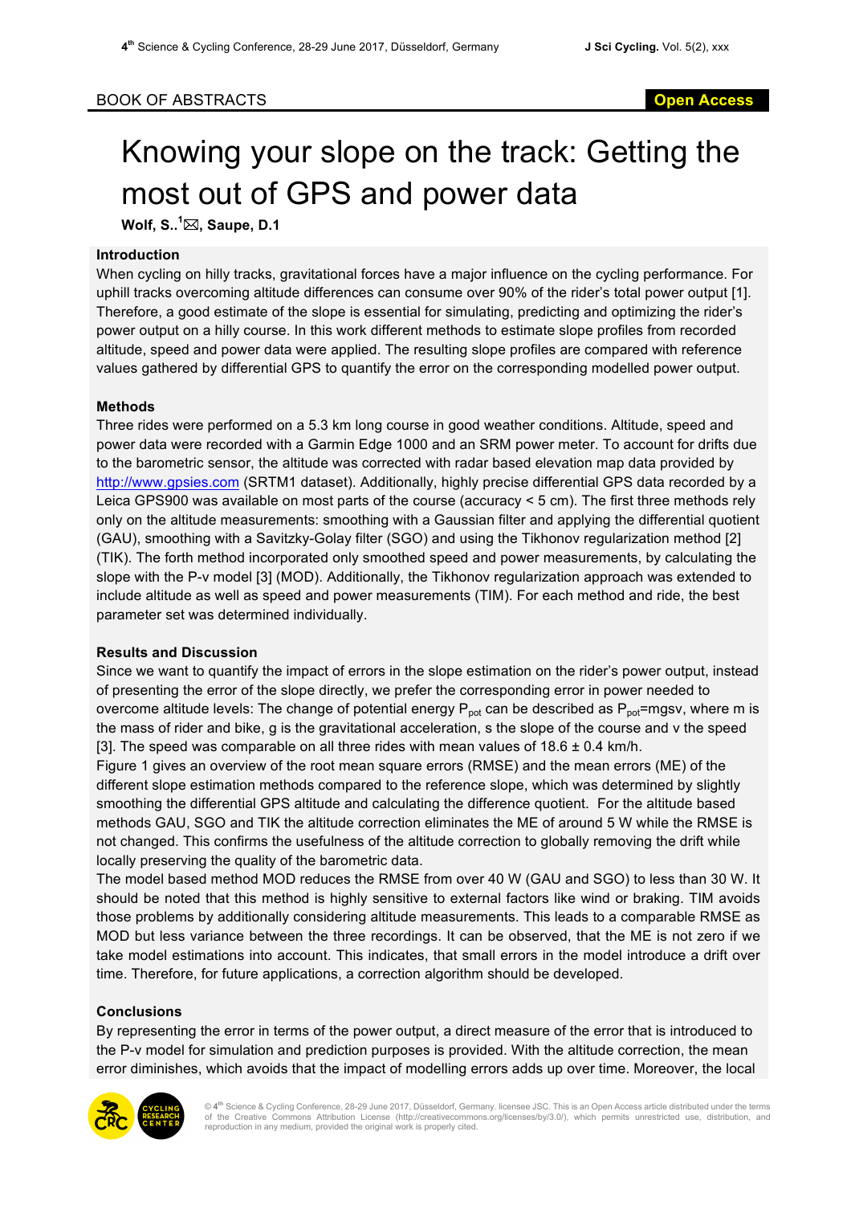BOOK OF ABSTRACTS

Open Access

# Knowing your slope on the track: Getting the most out of GPS and power data

**Wolf, S..[1]✉, Saupe, D.1**

## Introduction

When cycling on hilly tracks, gravitational forces have a major influence on the cycling performance. For uphill tracks overcoming altitude differences can consume over 90% of the rider's total power output [1]. Therefore, a good estimate of the slope is essential for simulating, predicting and optimizing the rider's power output on a hilly course. In this work different methods to estimate slope profiles from recorded altitude, speed and power data were applied. The resulting slope profiles are compared with reference values gathered by differential GPS to quantify the error on the corresponding modelled power output.

## Methods

Three rides were performed on a 5.3 km long course in good weather conditions. Altitude, speed and power data were recorded with a Garmin Edge 1000 and an SRM power meter. To account for drifts due to the barometric sensor, the altitude was corrected with radar based elevation map data provided by http://www.gpsies.com (SRTM1 dataset). Additionally, highly precise differential GPS data recorded by a Leica GPS900 was available on most parts of the course (accuracy < 5 cm). The first three methods rely only on the altitude measurements: smoothing with a Gaussian filter and applying the differential quotient (GAU), smoothing with a Savitzky-Golay filter (SGO) and using the Tikhonov regularization method [2] (TIK). The forth method incorporated only smoothed speed and power measurements, by calculating the slope with the P-v model [3] (MOD). Additionally, the Tikhonov regularization approach was extended to include altitude as well as speed and power measurements (TIM). For each method and ride, the best parameter set was determined individually.

## Results and Discussion

Since we want to quantify the impact of errors in the slope estimation on the rider's power output, instead of presenting the error of the slope directly, we prefer the corresponding error in power needed to overcome altitude levels: The change of potential energy $P_{pot}$ can be described as $P_{pot}=mgsv$, where m is the mass of rider and bike, g is the gravitational acceleration, s the slope of the course and v the speed [3]. The speed was comparable on all three rides with mean values of 18.6 ± 0.4 km/h.

Figure 1 gives an overview of the root mean square errors (RMSE) and the mean errors (ME) of the different slope estimation methods compared to the reference slope, which was determined by slightly smoothing the differential GPS altitude and calculating the difference quotient. For the altitude based methods GAU, SGO and TIK the altitude correction eliminates the ME of around 5 W while the RMSE is not changed. This confirms the usefulness of the altitude correction to globally removing the drift while locally preserving the quality of the barometric data.

The model based method MOD reduces the RMSE from over 40 W (GAU and SGO) to less than 30 W. It should be noted that this method is highly sensitive to external factors like wind or braking. TIM avoids those problems by additionally considering altitude measurements. This leads to a comparable RMSE as MOD but less variance between the three recordings. It can be observed, that the ME is not zero if we take model estimations into account. This indicates, that small errors in the model introduce a drift over time. Therefore, for future applications, a correction algorithm should be developed.

## Conclusions

By representing the error in terms of the power output, a direct measure of the error that is introduced to the P-v model for simulation and prediction purposes is provided. With the altitude correction, the mean error diminishes, which avoids that the impact of modelling errors adds up over time. Moreover, the local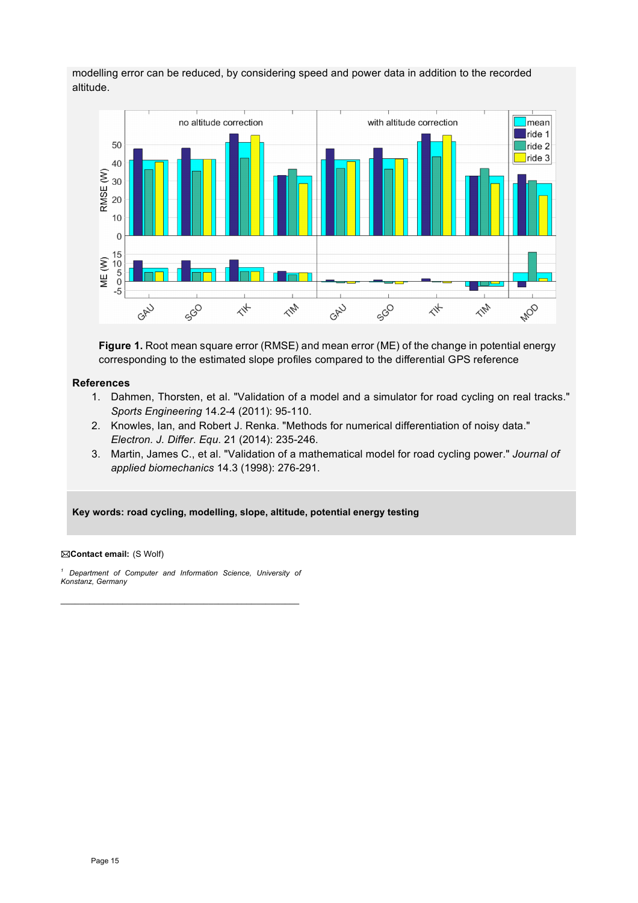modelling error can be reduced, by considering speed and power data in addition to the recorded altitude.

no altitude correction

with altitude correction

mean
ride 1
ride 2
ride 3

RMSE (W)

50
40
30
20
10
0

ME (W)

15
10
5
0
-5

GAU SGO TIK TIM GAU SGO TIK TIM MOD

**Figure 1.** Root mean square error (RMSE) and mean error (ME) of the change in potential energy corresponding to the estimated slope profiles compared to the differential GPS reference

## References

1. Dahmen, Thorsten, et al. "Validation of a model and a simulator for road cycling on real tracks." *Sports Engineering* 14.2-4 (2011): 95-110.
2. Knowles, Ian, and Robert J. Renka. "Methods for numerical differentiation of noisy data." *Electron. J. Differ. Equ.* 21 (2014): 235-246.
3. Martin, James C., et al. "Validation of a mathematical model for road cycling power." *Journal of applied biomechanics* 14.3 (1998): 276-291.

**Key words: road cycling, modelling, slope, altitude, potential energy testing**

✉**Contact email:** (S Wolf)

[1] *Department of Computer and Information Science, University of Konstanz, Germany*